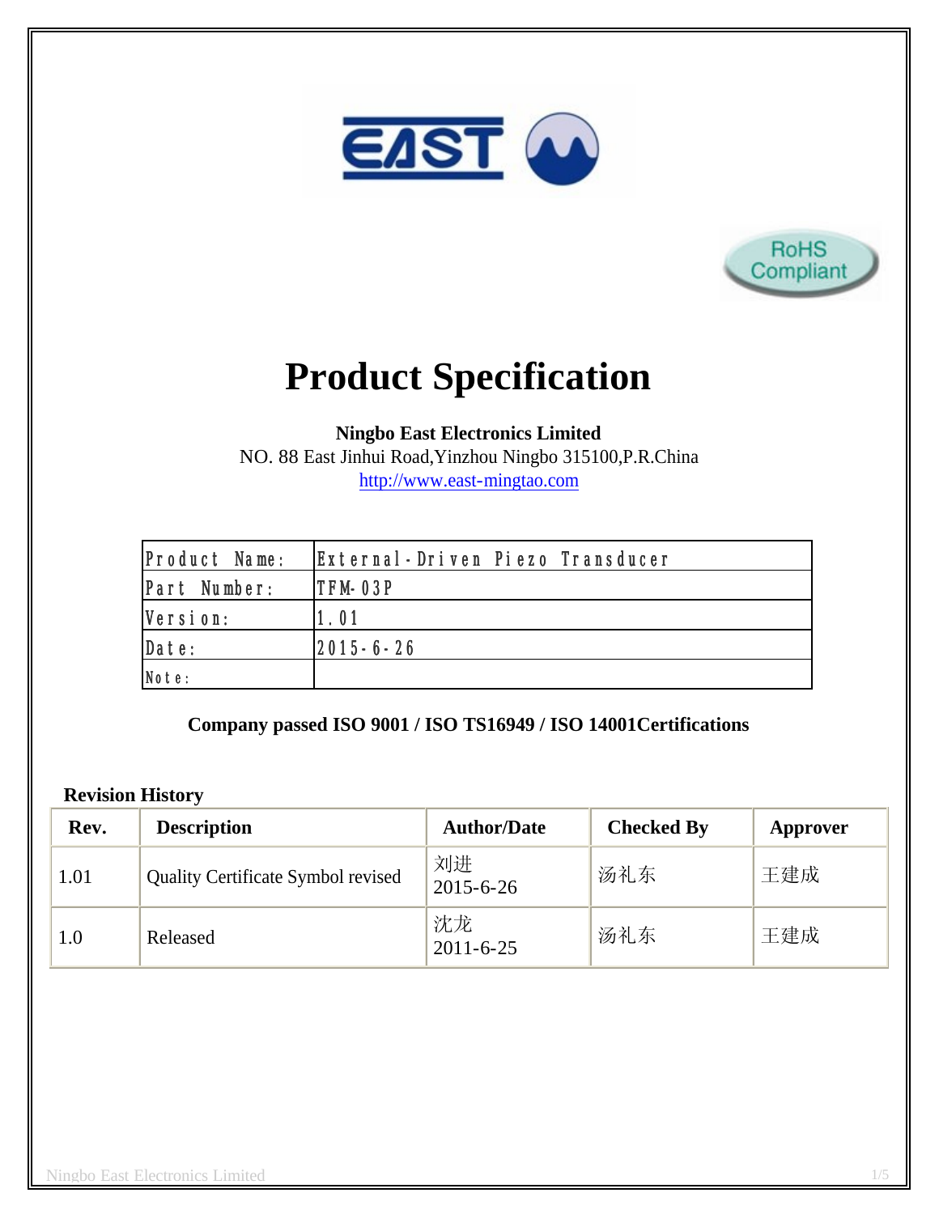EAST

RoHS Compliant

# Product Specification

**Ningbo East Electronics Limited**
NO. 88 East Jinhui Road,Yinzhou Ningbo 315100,P.R.China
http://www.east-mingtao.com

| Product Name: | External-Driven Piezo Transducer |
|---|---|
| Part Number: | TFM-03P |
| Version: | 1.01 |
| Date: | 2015-6-26 |
| Note: | |

**Company passed ISO 9001 / ISO TS16949 / ISO 14001Certifications**

**Revision History**

| Rev. | Description | Author/Date | Checked By | Approver |
|---|---|---|---|---|
| 1.01 | Quality Certificate Symbol revised | 刘进 2015-6-26 | 汤礼东 | 王建成 |
| 1.0 | Released | 沈龙 2011-6-25 | 汤礼东 | 王建成 |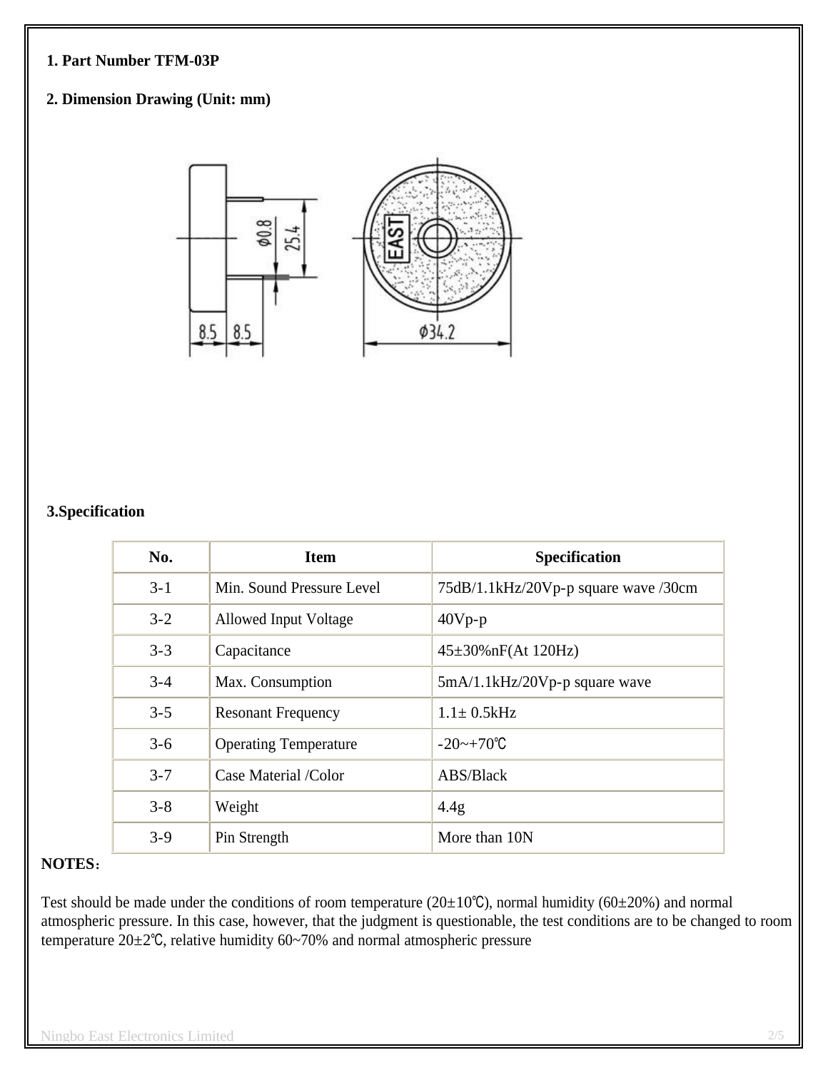**1. Part Number TFM-03P**

**2. Dimension Drawing (Unit: mm)**

**3.Specification**

| No. | Item | Specification |
|---|---|---|
| 3-1 | Min. Sound Pressure Level | 75dB/1.1kHz/20Vp-p square wave /30cm |
| 3-2 | Allowed Input Voltage | 40Vp-p |
| 3-3 | Capacitance | 45±30%nF(At 120Hz) |
| 3-4 | Max. Consumption | 5mA/1.1kHz/20Vp-p square wave |
| 3-5 | Resonant Frequency | 1.1± 0.5kHz |
| 3-6 | Operating Temperature | -20~+70℃ |
| 3-7 | Case Material /Color | ABS/Black |
| 3-8 | Weight | 4.4g |
| 3-9 | Pin Strength | More than 10N |

**NOTES：**

Test should be made under the conditions of room temperature (20±10℃), normal humidity (60±20%) and normal atmospheric pressure. In this case, however, that the judgment is questionable, the test conditions are to be changed to room temperature 20±2℃, relative humidity 60~70% and normal atmospheric pressure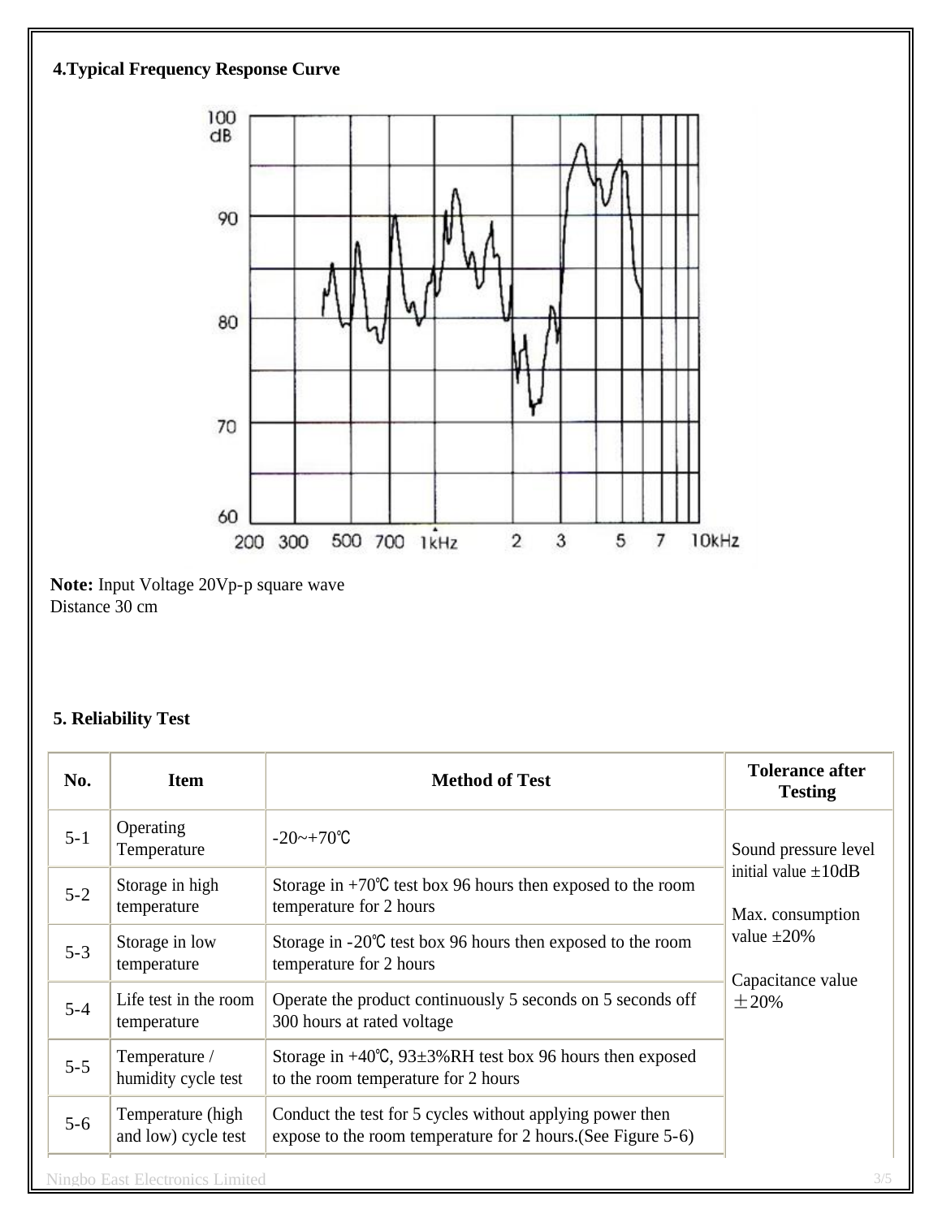## 4.Typical Frequency Response Curve

**Note:** Input Voltage 20Vp-p square wave
Distance 30 cm

## 5. Reliability Test

| No. | Item | Method of Test | Tolerance after Testing |
|---|---|---|---|
| 5-1 | Operating Temperature | -20~+70℃ | Sound pressure level initial value ±10dB<br><br>Max. consumption value ±20%<br><br>Capacitance value ±20% |
| 5-2 | Storage in high temperature | Storage in +70℃ test box 96 hours then exposed to the room temperature for 2 hours | |
| 5-3 | Storage in low temperature | Storage in -20℃ test box 96 hours then exposed to the room temperature for 2 hours | |
| 5-4 | Life test in the room temperature | Operate the product continuously 5 seconds on 5 seconds off 300 hours at rated voltage | |
| 5-5 | Temperature / humidity cycle test | Storage in +40℃, 93±3%RH test box 96 hours then exposed to the room temperature for 2 hours | |
| 5-6 | Temperature (high and low) cycle test | Conduct the test for 5 cycles without applying power then expose to the room temperature for 2 hours.(See Figure 5-6) | |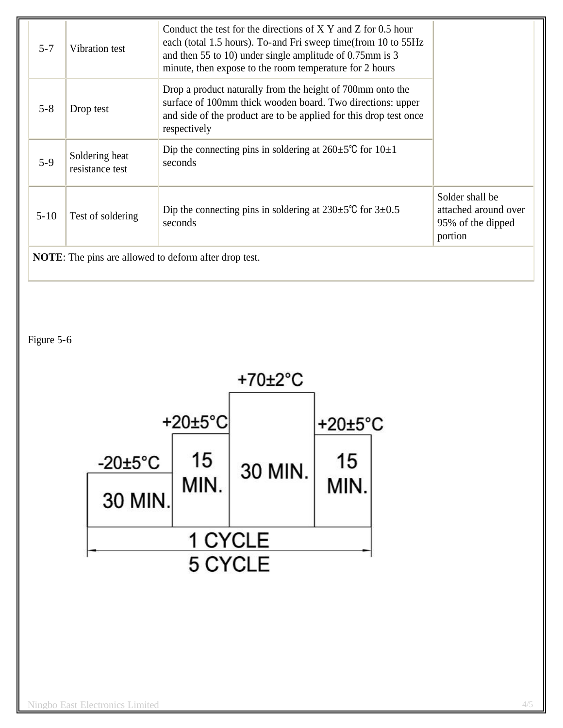| 5-7 | Vibration test | Conduct the test for the directions of X Y and Z for 0.5 hour each (total 1.5 hours). To-and Fri sweep time(from 10 to 55Hz and then 55 to 10) under single amplitude of 0.75mm is 3 minute, then expose to the room temperature for 2 hours | |
|---|---|---|---|
| 5-8 | Drop test | Drop a product naturally from the height of 700mm onto the surface of 100mm thick wooden board. Two directions: upper and side of the product are to be applied for this drop test once respectively | |
| 5-9 | Soldering heat resistance test | Dip the connecting pins in soldering at 260±5℃ for 10±1 seconds | |
| 5-10 | Test of soldering | Dip the connecting pins in soldering at 230±5℃ for 3±0.5 seconds | Solder shall be attached around over 95% of the dipped portion |
| **NOTE**: The pins are allowed to deform after drop test. | | | |

Figure 5-6

+70±2°C

+20±5°C | +20±5°C

-20±5°C

30 MIN. | 15 MIN. | 30 MIN. | 15 MIN.

1 CYCLE

5 CYCLE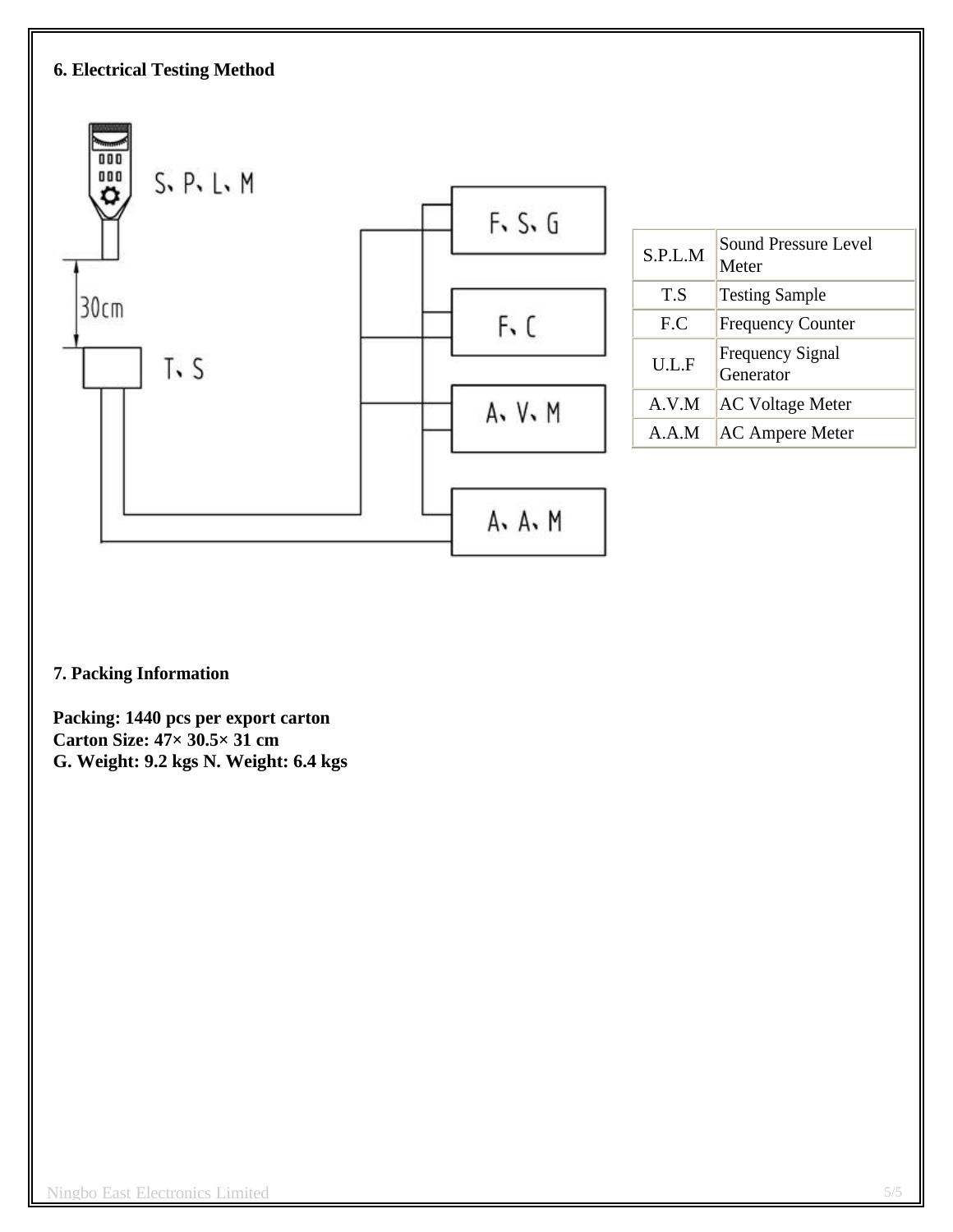## 6. Electrical Testing Method

S、P、L、M

30cm

T、S

F、S、G

F、C

A、V、M

A、A、M

| | |
|---|---|
| S.P.L.M | Sound Pressure Level Meter |
| T.S | Testing Sample |
| F.C | Frequency Counter |
| U.L.F | Frequency Signal Generator |
| A.V.M | AC Voltage Meter |
| A.A.M | AC Ampere Meter |

## 7. Packing Information

**Packing: 1440 pcs per export carton**
**Carton Size: 47× 30.5× 31 cm**
**G. Weight: 9.2 kgs N. Weight: 6.4 kgs**